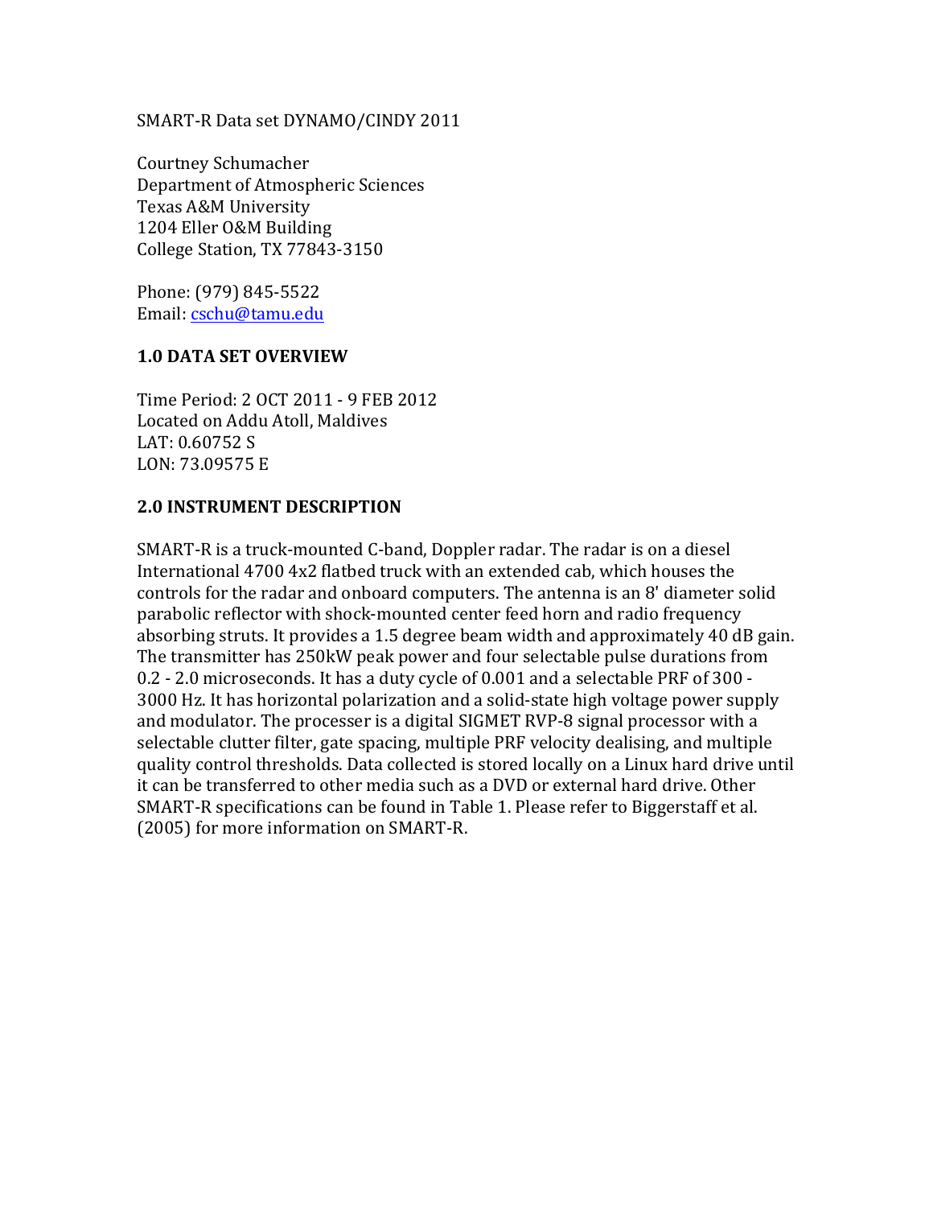SMART-R Data set DYNAMO/CINDY 2011

Courtney Schumacher
Department of Atmospheric Sciences
Texas A&M University
1204 Eller O&M Building
College Station, TX 77843-3150

Phone: (979) 845-5522
Email: cschu@tamu.edu

## 1.0 DATA SET OVERVIEW

Time Period: 2 OCT 2011 - 9 FEB 2012
Located on Addu Atoll, Maldives
LAT: 0.60752 S
LON: 73.09575 E

## 2.0 INSTRUMENT DESCRIPTION

SMART-R is a truck-mounted C-band, Doppler radar. The radar is on a diesel International 4700 4x2 flatbed truck with an extended cab, which houses the controls for the radar and onboard computers. The antenna is an 8' diameter solid parabolic reflector with shock-mounted center feed horn and radio frequency absorbing struts. It provides a 1.5 degree beam width and approximately 40 dB gain. The transmitter has 250kW peak power and four selectable pulse durations from 0.2 - 2.0 microseconds. It has a duty cycle of 0.001 and a selectable PRF of 300 - 3000 Hz. It has horizontal polarization and a solid-state high voltage power supply and modulator. The processer is a digital SIGMET RVP-8 signal processor with a selectable clutter filter, gate spacing, multiple PRF velocity dealising, and multiple quality control thresholds. Data collected is stored locally on a Linux hard drive until it can be transferred to other media such as a DVD or external hard drive. Other SMART-R specifications can be found in Table 1. Please refer to Biggerstaff et al. (2005) for more information on SMART-R.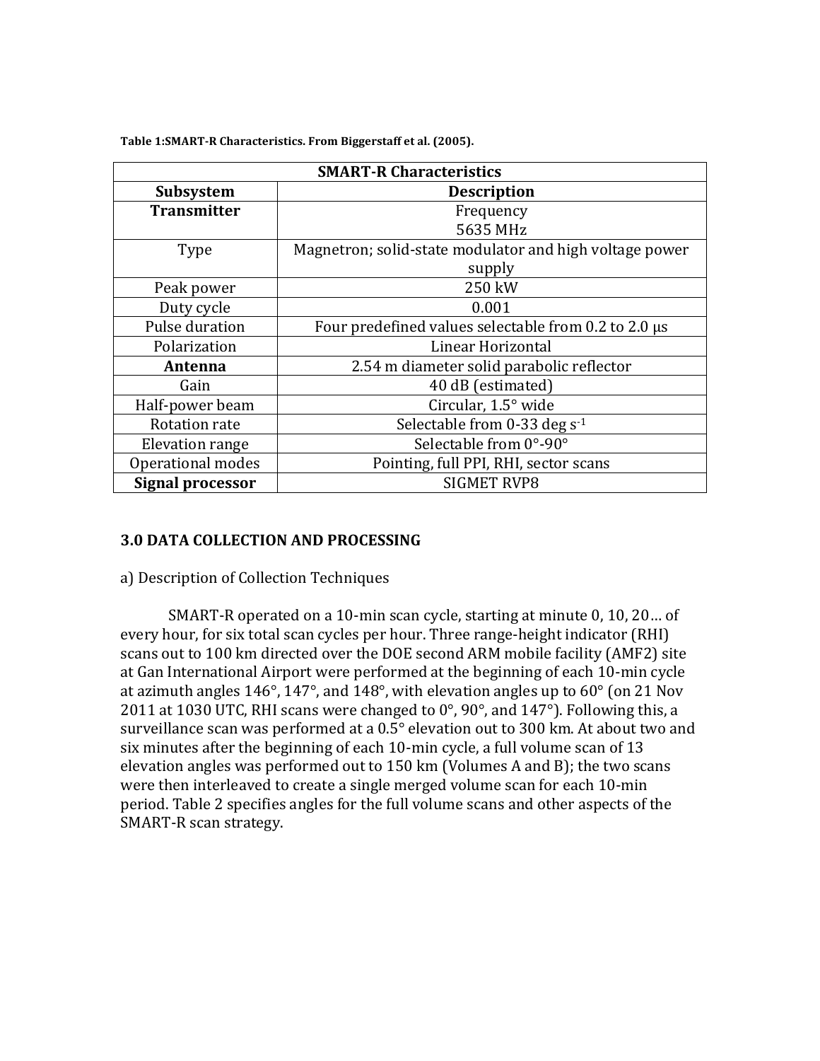**Table 1:SMART-R Characteristics. From Biggerstaff et al. (2005).**

| SMART-R Characteristics | |
|---|---|
| **Subsystem** | **Description** |
| **Transmitter** | Frequency 5635 MHz |
| Type | Magnetron; solid-state modulator and high voltage power supply |
| Peak power | 250 kW |
| Duty cycle | 0.001 |
| Pulse duration | Four predefined values selectable from 0.2 to 2.0 μs |
| Polarization | Linear Horizontal |
| **Antenna** | 2.54 m diameter solid parabolic reflector |
| Gain | 40 dB (estimated) |
| Half-power beam | Circular, 1.5° wide |
| Rotation rate | Selectable from 0-33 deg $s^{-1}$ |
| Elevation range | Selectable from 0°-90° |
| Operational modes | Pointing, full PPI, RHI, sector scans |
| **Signal processor** | SIGMET RVP8 |

## 3.0 DATA COLLECTION AND PROCESSING

a) Description of Collection Techniques

SMART-R operated on a 10-min scan cycle, starting at minute 0, 10, 20… of every hour, for six total scan cycles per hour. Three range-height indicator (RHI) scans out to 100 km directed over the DOE second ARM mobile facility (AMF2) site at Gan International Airport were performed at the beginning of each 10-min cycle at azimuth angles 146°, 147°, and 148°, with elevation angles up to 60° (on 21 Nov 2011 at 1030 UTC, RHI scans were changed to 0°, 90°, and 147°). Following this, a surveillance scan was performed at a 0.5° elevation out to 300 km. At about two and six minutes after the beginning of each 10-min cycle, a full volume scan of 13 elevation angles was performed out to 150 km (Volumes A and B); the two scans were then interleaved to create a single merged volume scan for each 10-min period. Table 2 specifies angles for the full volume scans and other aspects of the SMART-R scan strategy.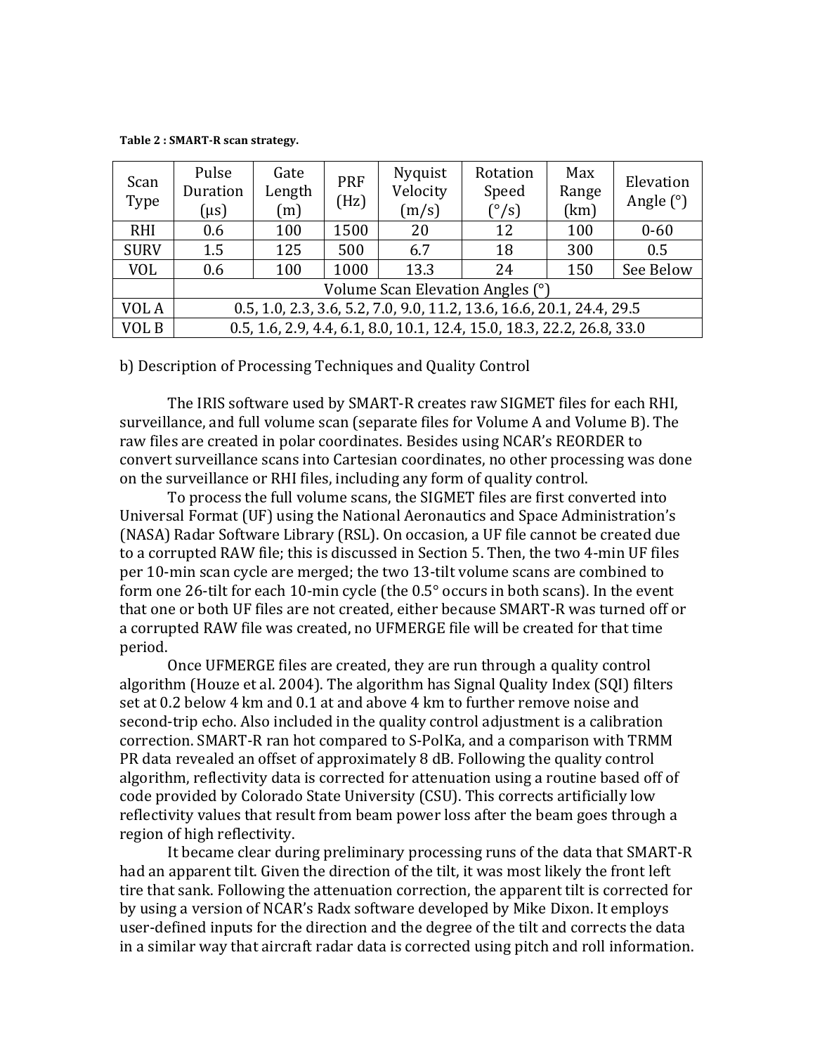**Table 2 : SMART-R scan strategy.**

| Scan Type | Pulse Duration (μs) | Gate Length (m) | PRF (Hz) | Nyquist Velocity (m/s) | Rotation Speed (°/s) | Max Range (km) | Elevation Angle (°) |
|---|---|---|---|---|---|---|---|
| RHI | 0.6 | 100 | 1500 | 20 | 12 | 100 | 0-60 |
| SURV | 1.5 | 125 | 500 | 6.7 | 18 | 300 | 0.5 |
| VOL | 0.6 | 100 | 1000 | 13.3 | 24 | 150 | See Below |
| | Volume Scan Elevation Angles (°) | | | | | | |
| VOL A | 0.5, 1.0, 2.3, 3.6, 5.2, 7.0, 9.0, 11.2, 13.6, 16.6, 20.1, 24.4, 29.5 | | | | | | |
| VOL B | 0.5, 1.6, 2.9, 4.4, 6.1, 8.0, 10.1, 12.4, 15.0, 18.3, 22.2, 26.8, 33.0 | | | | | | |

b) Description of Processing Techniques and Quality Control

The IRIS software used by SMART-R creates raw SIGMET files for each RHI, surveillance, and full volume scan (separate files for Volume A and Volume B). The raw files are created in polar coordinates. Besides using NCAR's REORDER to convert surveillance scans into Cartesian coordinates, no other processing was done on the surveillance or RHI files, including any form of quality control.

To process the full volume scans, the SIGMET files are first converted into Universal Format (UF) using the National Aeronautics and Space Administration's (NASA) Radar Software Library (RSL). On occasion, a UF file cannot be created due to a corrupted RAW file; this is discussed in Section 5. Then, the two 4-min UF files per 10-min scan cycle are merged; the two 13-tilt volume scans are combined to form one 26-tilt for each 10-min cycle (the 0.5° occurs in both scans). In the event that one or both UF files are not created, either because SMART-R was turned off or a corrupted RAW file was created, no UFMERGE file will be created for that time period.

Once UFMERGE files are created, they are run through a quality control algorithm (Houze et al. 2004). The algorithm has Signal Quality Index (SQI) filters set at 0.2 below 4 km and 0.1 at and above 4 km to further remove noise and second-trip echo. Also included in the quality control adjustment is a calibration correction. SMART-R ran hot compared to S-PolKa, and a comparison with TRMM PR data revealed an offset of approximately 8 dB. Following the quality control algorithm, reflectivity data is corrected for attenuation using a routine based off of code provided by Colorado State University (CSU). This corrects artificially low reflectivity values that result from beam power loss after the beam goes through a region of high reflectivity.

It became clear during preliminary processing runs of the data that SMART-R had an apparent tilt. Given the direction of the tilt, it was most likely the front left tire that sank. Following the attenuation correction, the apparent tilt is corrected for by using a version of NCAR's Radx software developed by Mike Dixon. It employs user-defined inputs for the direction and the degree of the tilt and corrects the data in a similar way that aircraft radar data is corrected using pitch and roll information.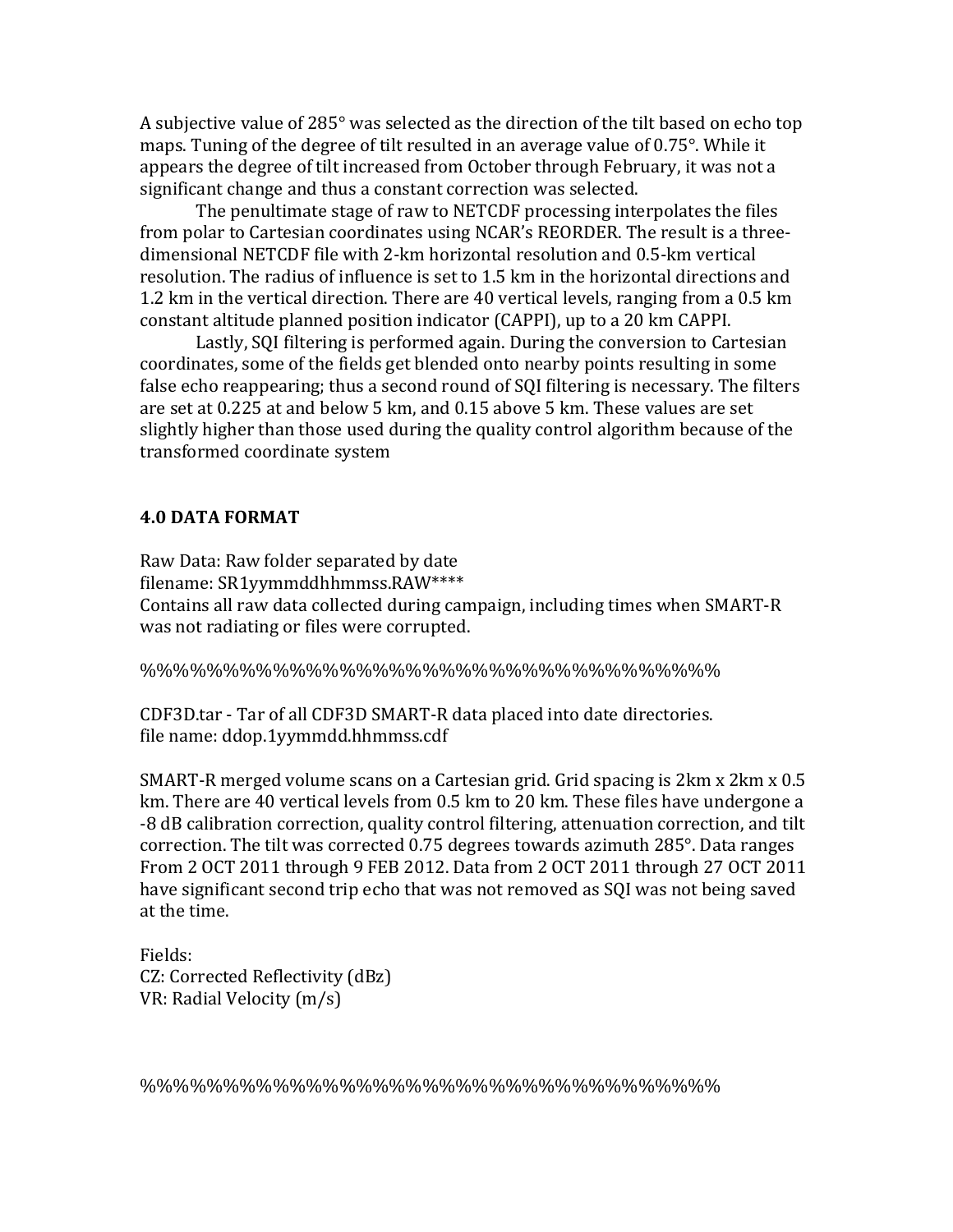A subjective value of 285° was selected as the direction of the tilt based on echo top maps. Tuning of the degree of tilt resulted in an average value of 0.75°. While it appears the degree of tilt increased from October through February, it was not a significant change and thus a constant correction was selected.

The penultimate stage of raw to NETCDF processing interpolates the files from polar to Cartesian coordinates using NCAR's REORDER. The result is a three-dimensional NETCDF file with 2-km horizontal resolution and 0.5-km vertical resolution. The radius of influence is set to 1.5 km in the horizontal directions and 1.2 km in the vertical direction. There are 40 vertical levels, ranging from a 0.5 km constant altitude planned position indicator (CAPPI), up to a 20 km CAPPI.

Lastly, SQI filtering is performed again. During the conversion to Cartesian coordinates, some of the fields get blended onto nearby points resulting in some false echo reappearing; thus a second round of SQI filtering is necessary. The filters are set at 0.225 at and below 5 km, and 0.15 above 5 km. These values are set slightly higher than those used during the quality control algorithm because of the transformed coordinate system

## 4.0 DATA FORMAT

Raw Data: Raw folder separated by date
filename: SR1yymmddhhmmss.RAW****
Contains all raw data collected during campaign, including times when SMART-R was not radiating or files were corrupted.

%%%%%%%%%%%%%%%%%%%%%%%%%%%%%%%%

CDF3D.tar - Tar of all CDF3D SMART-R data placed into date directories.
file name: ddop.1yymmdd.hhmmss.cdf

SMART-R merged volume scans on a Cartesian grid. Grid spacing is 2km x 2km x 0.5 km. There are 40 vertical levels from 0.5 km to 20 km. These files have undergone a -8 dB calibration correction, quality control filtering, attenuation correction, and tilt correction. The tilt was corrected 0.75 degrees towards azimuth 285°. Data ranges From 2 OCT 2011 through 9 FEB 2012. Data from 2 OCT 2011 through 27 OCT 2011 have significant second trip echo that was not removed as SQI was not being saved at the time.

Fields:
CZ: Corrected Reflectivity (dBz)
VR: Radial Velocity (m/s)

%%%%%%%%%%%%%%%%%%%%%%%%%%%%%%%%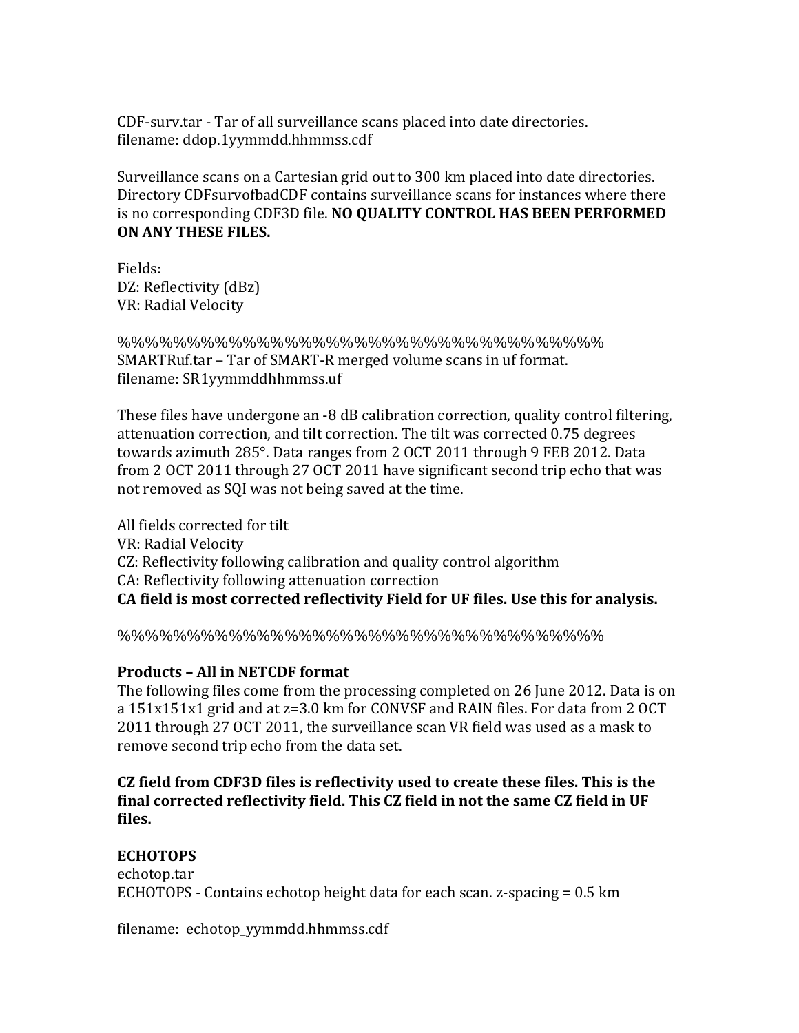CDF-surv.tar - Tar of all surveillance scans placed into date directories.
filename: ddop.1yymmdd.hhmmss.cdf

Surveillance scans on a Cartesian grid out to 300 km placed into date directories. Directory CDFsurvofbadCDF contains surveillance scans for instances where there is no corresponding CDF3D file. **NO QUALITY CONTROL HAS BEEN PERFORMED ON ANY THESE FILES.**

Fields:
DZ: Reflectivity (dBz)
VR: Radial Velocity

%%%%%%%%%%%%%%%%%%%%%%%%%%%%%%%%%
SMARTRuf.tar – Tar of SMART-R merged volume scans in uf format.
filename: SR1yymmddhhmmss.uf

These files have undergone an -8 dB calibration correction, quality control filtering, attenuation correction, and tilt correction. The tilt was corrected 0.75 degrees towards azimuth 285°. Data ranges from 2 OCT 2011 through 9 FEB 2012. Data from 2 OCT 2011 through 27 OCT 2011 have significant second trip echo that was not removed as SQI was not being saved at the time.

All fields corrected for tilt
VR: Radial Velocity
CZ: Reflectivity following calibration and quality control algorithm
CA: Reflectivity following attenuation correction
**CA field is most corrected reflectivity Field for UF files. Use this for analysis.**

%%%%%%%%%%%%%%%%%%%%%%%%%%%%%%%%%

**Products – All in NETCDF format**
The following files come from the processing completed on 26 June 2012. Data is on a 151x151x1 grid and at z=3.0 km for CONVSF and RAIN files. For data from 2 OCT 2011 through 27 OCT 2011, the surveillance scan VR field was used as a mask to remove second trip echo from the data set.

**CZ field from CDF3D files is reflectivity used to create these files. This is the final corrected reflectivity field. This CZ field in not the same CZ field in UF files.**

**ECHOTOPS**
echotop.tar
ECHOTOPS - Contains echotop height data for each scan. z-spacing = 0.5 km

filename: echotop_yymmdd.hhmmss.cdf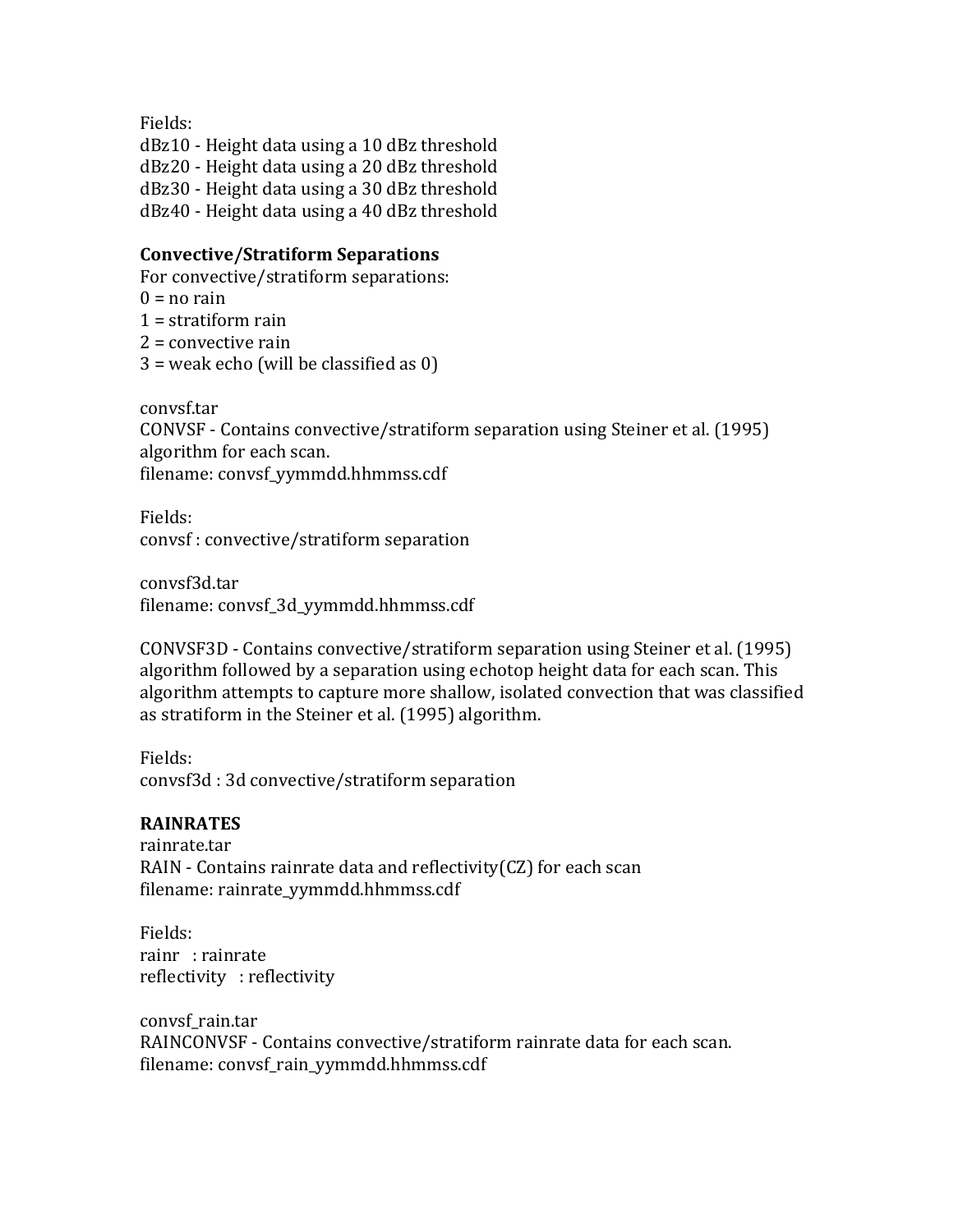Fields:
dBz10 - Height data using a 10 dBz threshold
dBz20 - Height data using a 20 dBz threshold
dBz30 - Height data using a 30 dBz threshold
dBz40 - Height data using a 40 dBz threshold

**Convective/Stratiform Separations**
For convective/stratiform separations:
0 = no rain
1 = stratiform rain
2 = convective rain
3 = weak echo (will be classified as 0)

convsf.tar
CONVSF - Contains convective/stratiform separation using Steiner et al. (1995) algorithm for each scan.
filename: convsf_yymmdd.hhmmss.cdf

Fields:
convsf : convective/stratiform separation

convsf3d.tar
filename: convsf_3d_yymmdd.hhmmss.cdf

CONVSF3D - Contains convective/stratiform separation using Steiner et al. (1995) algorithm followed by a separation using echotop height data for each scan. This algorithm attempts to capture more shallow, isolated convection that was classified as stratiform in the Steiner et al. (1995) algorithm.

Fields:
convsf3d : 3d convective/stratiform separation

**RAINRATES**
rainrate.tar
RAIN - Contains rainrate data and reflectivity(CZ) for each scan
filename: rainrate_yymmdd.hhmmss.cdf

Fields:
rainr : rainrate
reflectivity : reflectivity

convsf_rain.tar
RAINCONVSF - Contains convective/stratiform rainrate data for each scan.
filename: convsf_rain_yymmdd.hhmmss.cdf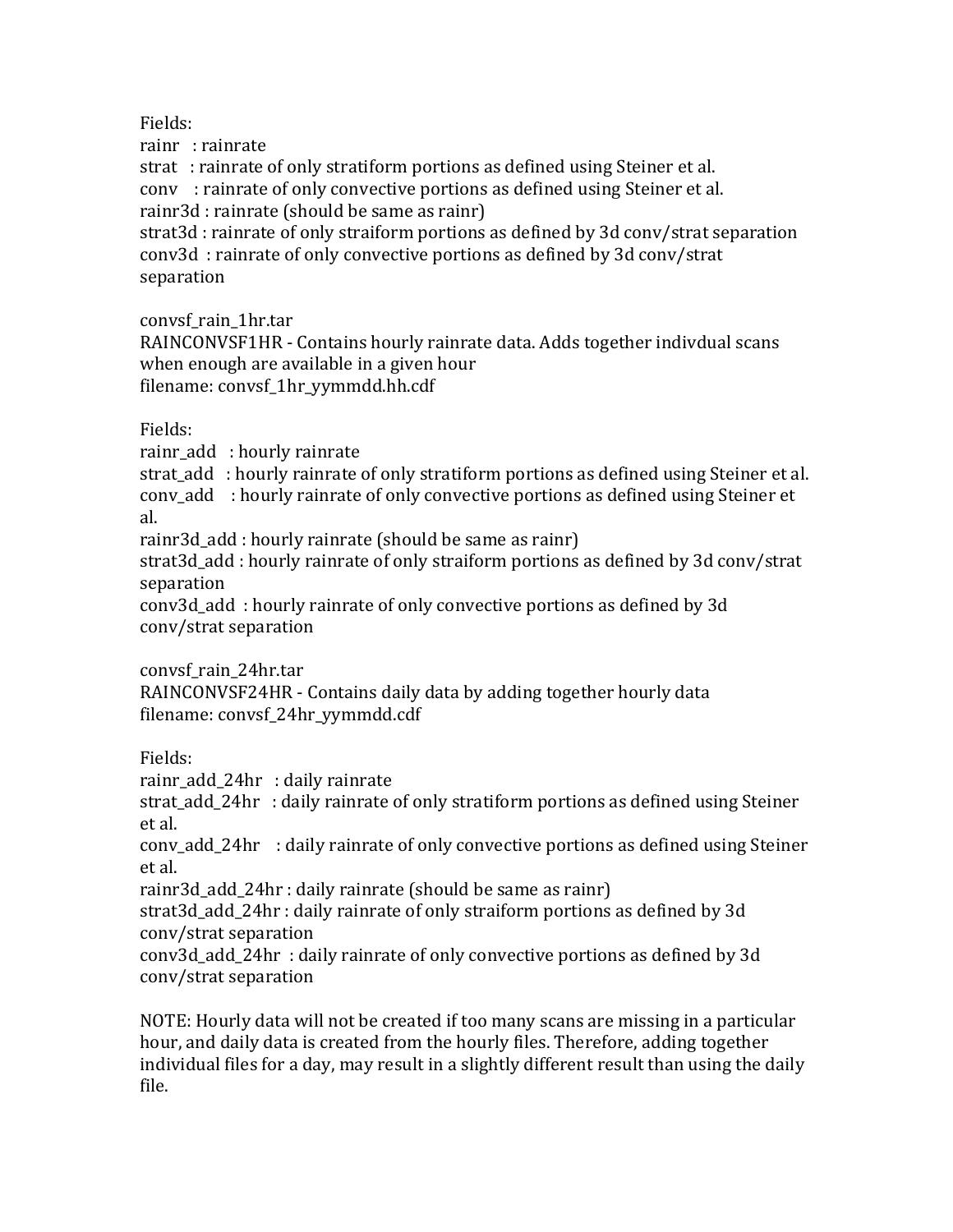Fields:

rainr : rainrate  
strat : rainrate of only stratiform portions as defined using Steiner et al.  
conv : rainrate of only convective portions as defined using Steiner et al.  
rainr3d : rainrate (should be same as rainr)  
strat3d : rainrate of only straiform portions as defined by 3d conv/strat separation  
conv3d : rainrate of only convective portions as defined by 3d conv/strat separation

convsf_rain_1hr.tar  
RAINCONVSF1HR - Contains hourly rainrate data. Adds together indivdual scans when enough are available in a given hour  
filename: convsf_1hr_yymmdd.hh.cdf

Fields:

rainr_add : hourly rainrate  
strat_add : hourly rainrate of only stratiform portions as defined using Steiner et al.  
conv_add : hourly rainrate of only convective portions as defined using Steiner et al.  
rainr3d_add : hourly rainrate (should be same as rainr)  
strat3d_add : hourly rainrate of only straiform portions as defined by 3d conv/strat separation  
conv3d_add : hourly rainrate of only convective portions as defined by 3d conv/strat separation

convsf_rain_24hr.tar  
RAINCONVSF24HR - Contains daily data by adding together hourly data  
filename: convsf_24hr_yymmdd.cdf

Fields:

rainr_add_24hr : daily rainrate  
strat_add_24hr : daily rainrate of only stratiform portions as defined using Steiner et al.  
conv_add_24hr : daily rainrate of only convective portions as defined using Steiner et al.  
rainr3d_add_24hr : daily rainrate (should be same as rainr)  
strat3d_add_24hr : daily rainrate of only straiform portions as defined by 3d conv/strat separation  
conv3d_add_24hr : daily rainrate of only convective portions as defined by 3d conv/strat separation

NOTE: Hourly data will not be created if too many scans are missing in a particular hour, and daily data is created from the hourly files. Therefore, adding together individual files for a day, may result in a slightly different result than using the daily file.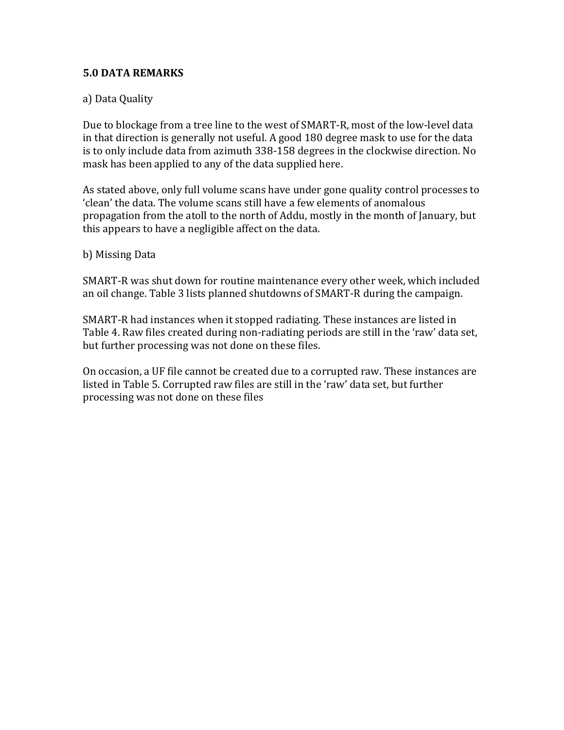**5.0 DATA REMARKS**

a) Data Quality

Due to blockage from a tree line to the west of SMART-R, most of the low-level data in that direction is generally not useful. A good 180 degree mask to use for the data is to only include data from azimuth 338-158 degrees in the clockwise direction. No mask has been applied to any of the data supplied here.

As stated above, only full volume scans have under gone quality control processes to 'clean' the data. The volume scans still have a few elements of anomalous propagation from the atoll to the north of Addu, mostly in the month of January, but this appears to have a negligible affect on the data.

b) Missing Data

SMART-R was shut down for routine maintenance every other week, which included an oil change. Table 3 lists planned shutdowns of SMART-R during the campaign.

SMART-R had instances when it stopped radiating. These instances are listed in Table 4. Raw files created during non-radiating periods are still in the 'raw' data set, but further processing was not done on these files.

On occasion, a UF file cannot be created due to a corrupted raw. These instances are listed in Table 5. Corrupted raw files are still in the 'raw' data set, but further processing was not done on these files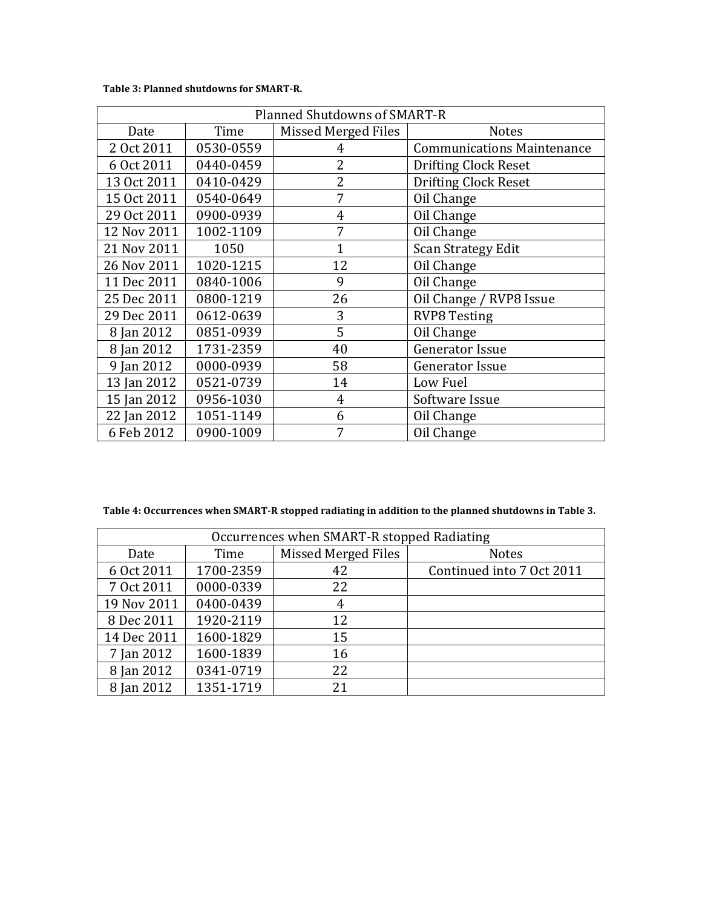**Table 3: Planned shutdowns for SMART-R.**

| Planned Shutdowns of SMART-R | | | |
|---|---|---|---|
| Date | Time | Missed Merged Files | Notes |
| 2 Oct 2011 | 0530-0559 | 4 | Communications Maintenance |
| 6 Oct 2011 | 0440-0459 | 2 | Drifting Clock Reset |
| 13 Oct 2011 | 0410-0429 | 2 | Drifting Clock Reset |
| 15 Oct 2011 | 0540-0649 | 7 | Oil Change |
| 29 Oct 2011 | 0900-0939 | 4 | Oil Change |
| 12 Nov 2011 | 1002-1109 | 7 | Oil Change |
| 21 Nov 2011 | 1050 | 1 | Scan Strategy Edit |
| 26 Nov 2011 | 1020-1215 | 12 | Oil Change |
| 11 Dec 2011 | 0840-1006 | 9 | Oil Change |
| 25 Dec 2011 | 0800-1219 | 26 | Oil Change / RVP8 Issue |
| 29 Dec 2011 | 0612-0639 | 3 | RVP8 Testing |
| 8 Jan 2012 | 0851-0939 | 5 | Oil Change |
| 8 Jan 2012 | 1731-2359 | 40 | Generator Issue |
| 9 Jan 2012 | 0000-0939 | 58 | Generator Issue |
| 13 Jan 2012 | 0521-0739 | 14 | Low Fuel |
| 15 Jan 2012 | 0956-1030 | 4 | Software Issue |
| 22 Jan 2012 | 1051-1149 | 6 | Oil Change |
| 6 Feb 2012 | 0900-1009 | 7 | Oil Change |

**Table 4: Occurrences when SMART-R stopped radiating in addition to the planned shutdowns in Table 3.**

| Occurrences when SMART-R stopped Radiating | | | |
|---|---|---|---|
| Date | Time | Missed Merged Files | Notes |
| 6 Oct 2011 | 1700-2359 | 42 | Continued into 7 Oct 2011 |
| 7 Oct 2011 | 0000-0339 | 22 | |
| 19 Nov 2011 | 0400-0439 | 4 | |
| 8 Dec 2011 | 1920-2119 | 12 | |
| 14 Dec 2011 | 1600-1829 | 15 | |
| 7 Jan 2012 | 1600-1839 | 16 | |
| 8 Jan 2012 | 0341-0719 | 22 | |
| 8 Jan 2012 | 1351-1719 | 21 | |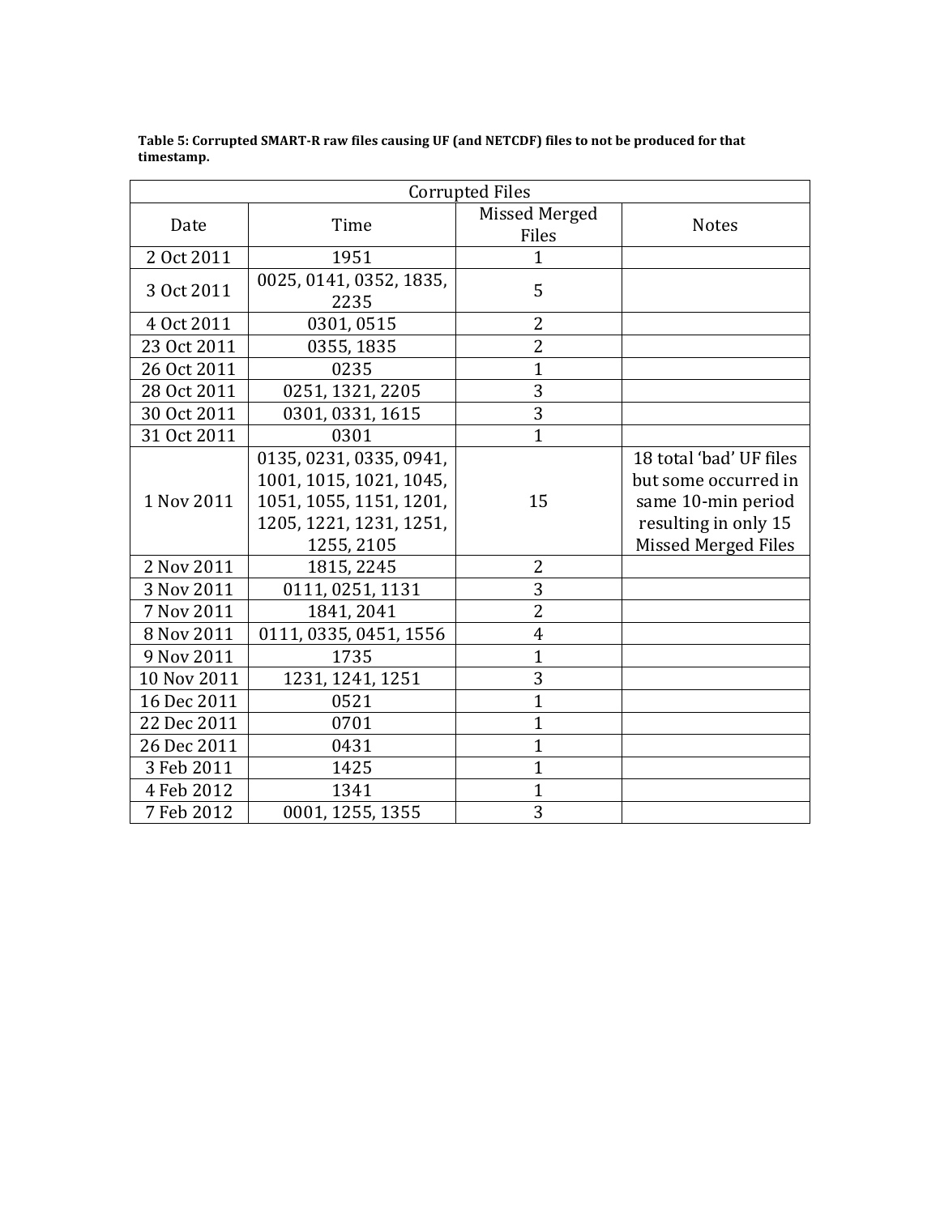**Table 5: Corrupted SMART-R raw files causing UF (and NETCDF) files to not be produced for that timestamp.**

| Corrupted Files | | | |
|---|---|---|---|
| Date | Time | Missed Merged Files | Notes |
| 2 Oct 2011 | 1951 | 1 | |
| 3 Oct 2011 | 0025, 0141, 0352, 1835, 2235 | 5 | |
| 4 Oct 2011 | 0301, 0515 | 2 | |
| 23 Oct 2011 | 0355, 1835 | 2 | |
| 26 Oct 2011 | 0235 | 1 | |
| 28 Oct 2011 | 0251, 1321, 2205 | 3 | |
| 30 Oct 2011 | 0301, 0331, 1615 | 3 | |
| 31 Oct 2011 | 0301 | 1 | |
| 1 Nov 2011 | 0135, 0231, 0335, 0941, 1001, 1015, 1021, 1045, 1051, 1055, 1151, 1201, 1205, 1221, 1231, 1251, 1255, 2105 | 15 | 18 total 'bad' UF files but some occurred in same 10-min period resulting in only 15 Missed Merged Files |
| 2 Nov 2011 | 1815, 2245 | 2 | |
| 3 Nov 2011 | 0111, 0251, 1131 | 3 | |
| 7 Nov 2011 | 1841, 2041 | 2 | |
| 8 Nov 2011 | 0111, 0335, 0451, 1556 | 4 | |
| 9 Nov 2011 | 1735 | 1 | |
| 10 Nov 2011 | 1231, 1241, 1251 | 3 | |
| 16 Dec 2011 | 0521 | 1 | |
| 22 Dec 2011 | 0701 | 1 | |
| 26 Dec 2011 | 0431 | 1 | |
| 3 Feb 2011 | 1425 | 1 | |
| 4 Feb 2012 | 1341 | 1 | |
| 7 Feb 2012 | 0001, 1255, 1355 | 3 | |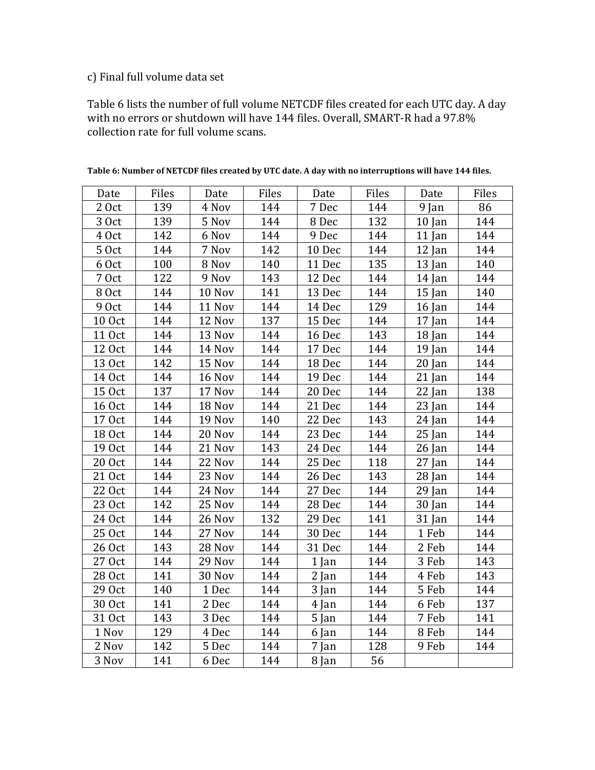c) Final full volume data set

Table 6 lists the number of full volume NETCDF files created for each UTC day. A day with no errors or shutdown will have 144 files. Overall, SMART-R had a 97.8% collection rate for full volume scans.

**Table 6: Number of NETCDF files created by UTC date. A day with no interruptions will have 144 files.**

| Date | Files | Date | Files | Date | Files | Date | Files |
|---|---|---|---|---|---|---|---|
| 2 Oct | 139 | 4 Nov | 144 | 7 Dec | 144 | 9 Jan | 86 |
| 3 Oct | 139 | 5 Nov | 144 | 8 Dec | 132 | 10 Jan | 144 |
| 4 Oct | 142 | 6 Nov | 144 | 9 Dec | 144 | 11 Jan | 144 |
| 5 Oct | 144 | 7 Nov | 142 | 10 Dec | 144 | 12 Jan | 144 |
| 6 Oct | 100 | 8 Nov | 140 | 11 Dec | 135 | 13 Jan | 140 |
| 7 Oct | 122 | 9 Nov | 143 | 12 Dec | 144 | 14 Jan | 144 |
| 8 Oct | 144 | 10 Nov | 141 | 13 Dec | 144 | 15 Jan | 140 |
| 9 Oct | 144 | 11 Nov | 144 | 14 Dec | 129 | 16 Jan | 144 |
| 10 Oct | 144 | 12 Nov | 137 | 15 Dec | 144 | 17 Jan | 144 |
| 11 Oct | 144 | 13 Nov | 144 | 16 Dec | 143 | 18 Jan | 144 |
| 12 Oct | 144 | 14 Nov | 144 | 17 Dec | 144 | 19 Jan | 144 |
| 13 Oct | 142 | 15 Nov | 144 | 18 Dec | 144 | 20 Jan | 144 |
| 14 Oct | 144 | 16 Nov | 144 | 19 Dec | 144 | 21 Jan | 144 |
| 15 Oct | 137 | 17 Nov | 144 | 20 Dec | 144 | 22 Jan | 138 |
| 16 Oct | 144 | 18 Nov | 144 | 21 Dec | 144 | 23 Jan | 144 |
| 17 Oct | 144 | 19 Nov | 140 | 22 Dec | 143 | 24 Jan | 144 |
| 18 Oct | 144 | 20 Nov | 144 | 23 Dec | 144 | 25 Jan | 144 |
| 19 Oct | 144 | 21 Nov | 143 | 24 Dec | 144 | 26 Jan | 144 |
| 20 Oct | 144 | 22 Nov | 144 | 25 Dec | 118 | 27 Jan | 144 |
| 21 Oct | 144 | 23 Nov | 144 | 26 Dec | 143 | 28 Jan | 144 |
| 22 Oct | 144 | 24 Nov | 144 | 27 Dec | 144 | 29 Jan | 144 |
| 23 Oct | 142 | 25 Nov | 144 | 28 Dec | 144 | 30 Jan | 144 |
| 24 Oct | 144 | 26 Nov | 132 | 29 Dec | 141 | 31 Jan | 144 |
| 25 Oct | 144 | 27 Nov | 144 | 30 Dec | 144 | 1 Feb | 144 |
| 26 Oct | 143 | 28 Nov | 144 | 31 Dec | 144 | 2 Feb | 144 |
| 27 Oct | 144 | 29 Nov | 144 | 1 Jan | 144 | 3 Feb | 143 |
| 28 Oct | 141 | 30 Nov | 144 | 2 Jan | 144 | 4 Feb | 143 |
| 29 Oct | 140 | 1 Dec | 144 | 3 Jan | 144 | 5 Feb | 144 |
| 30 Oct | 141 | 2 Dec | 144 | 4 Jan | 144 | 6 Feb | 137 |
| 31 Oct | 143 | 3 Dec | 144 | 5 Jan | 144 | 7 Feb | 141 |
| 1 Nov | 129 | 4 Dec | 144 | 6 Jan | 144 | 8 Feb | 144 |
| 2 Nov | 142 | 5 Dec | 144 | 7 Jan | 128 | 9 Feb | 144 |
| 3 Nov | 141 | 6 Dec | 144 | 8 Jan | 56 | | |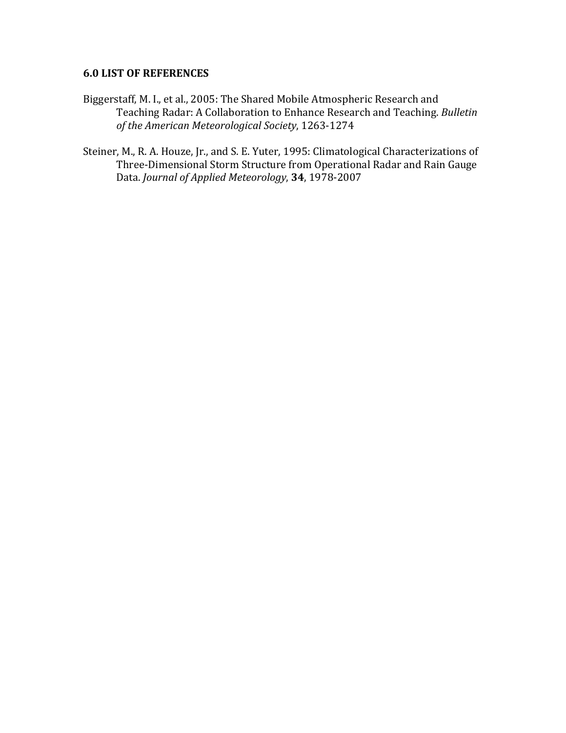## 6.0 LIST OF REFERENCES

Biggerstaff, M. I., et al., 2005: The Shared Mobile Atmospheric Research and Teaching Radar: A Collaboration to Enhance Research and Teaching. *Bulletin of the American Meteorological Society*, 1263-1274

Steiner, M., R. A. Houze, Jr., and S. E. Yuter, 1995: Climatological Characterizations of Three-Dimensional Storm Structure from Operational Radar and Rain Gauge Data. *Journal of Applied Meteorology*, **34**, 1978-2007